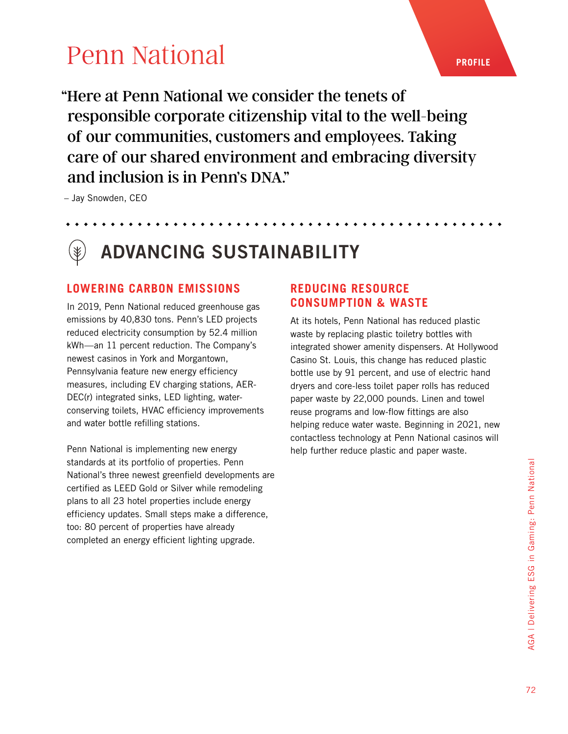# Penn National

PROFILE

> "Here at Penn National we consider the tenets of responsible corporate citizenship vital to the well-being of our communities, customers and employees. Taking care of our shared environment and embracing diversity and inclusion is in Penn's DNA."
>
> – Jay Snowden, CEO

## ADVANCING SUSTAINABILITY

### LOWERING CARBON EMISSIONS

In 2019, Penn National reduced greenhouse gas emissions by 40,830 tons. Penn's LED projects reduced electricity consumption by 52.4 million kWh—an 11 percent reduction. The Company's newest casinos in York and Morgantown, Pennsylvania feature new energy efficiency measures, including EV charging stations, AER-DEC(r) integrated sinks, LED lighting, water-conserving toilets, HVAC efficiency improvements and water bottle refilling stations.

Penn National is implementing new energy standards at its portfolio of properties. Penn National's three newest greenfield developments are certified as LEED Gold or Silver while remodeling plans to all 23 hotel properties include energy efficiency updates. Small steps make a difference, too: 80 percent of properties have already completed an energy efficient lighting upgrade.

### REDUCING RESOURCE CONSUMPTION & WASTE

At its hotels, Penn National has reduced plastic waste by replacing plastic toiletry bottles with integrated shower amenity dispensers. At Hollywood Casino St. Louis, this change has reduced plastic bottle use by 91 percent, and use of electric hand dryers and core-less toilet paper rolls has reduced paper waste by 22,000 pounds. Linen and towel reuse programs and low-flow fittings are also helping reduce water waste. Beginning in 2021, new contactless technology at Penn National casinos will help further reduce plastic and paper waste.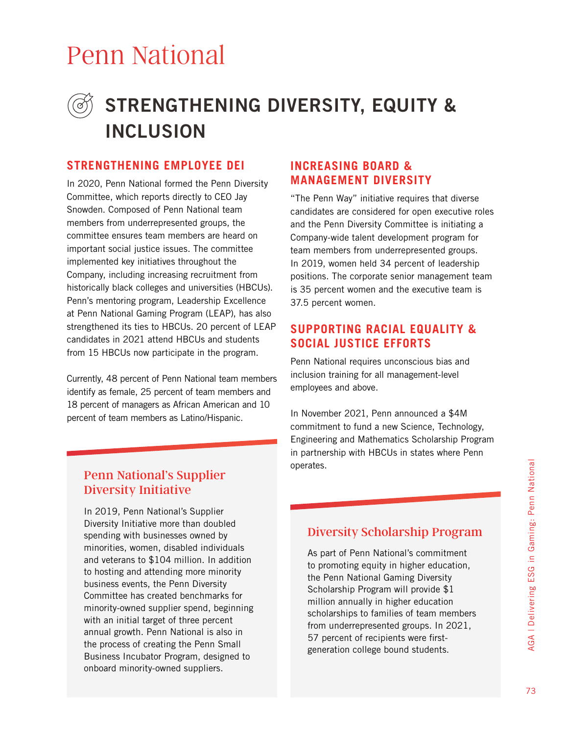# Penn National

## STRENGTHENING DIVERSITY, EQUITY & INCLUSION

### STRENGTHENING EMPLOYEE DEI

In 2020, Penn National formed the Penn Diversity Committee, which reports directly to CEO Jay Snowden. Composed of Penn National team members from underrepresented groups, the committee ensures team members are heard on important social justice issues. The committee implemented key initiatives throughout the Company, including increasing recruitment from historically black colleges and universities (HBCUs). Penn's mentoring program, Leadership Excellence at Penn National Gaming Program (LEAP), has also strengthened its ties to HBCUs. 20 percent of LEAP candidates in 2021 attend HBCUs and students from 15 HBCUs now participate in the program.

Currently, 48 percent of Penn National team members identify as female, 25 percent of team members and 18 percent of managers as African American and 10 percent of team members as Latino/Hispanic.

#### Penn National's Supplier Diversity Initiative

In 2019, Penn National's Supplier Diversity Initiative more than doubled spending with businesses owned by minorities, women, disabled individuals and veterans to $104 million. In addition to hosting and attending more minority business events, the Penn Diversity Committee has created benchmarks for minority-owned supplier spend, beginning with an initial target of three percent annual growth. Penn National is also in the process of creating the Penn Small Business Incubator Program, designed to onboard minority-owned suppliers.

### INCREASING BOARD & MANAGEMENT DIVERSITY

"The Penn Way" initiative requires that diverse candidates are considered for open executive roles and the Penn Diversity Committee is initiating a Company-wide talent development program for team members from underrepresented groups. In 2019, women held 34 percent of leadership positions. The corporate senior management team is 35 percent women and the executive team is 37.5 percent women.

### SUPPORTING RACIAL EQUALITY & SOCIAL JUSTICE EFFORTS

Penn National requires unconscious bias and inclusion training for all management-level employees and above.

In November 2021, Penn announced a $4M commitment to fund a new Science, Technology, Engineering and Mathematics Scholarship Program in partnership with HBCUs in states where Penn operates.

#### Diversity Scholarship Program

As part of Penn National's commitment to promoting equity in higher education, the Penn National Gaming Diversity Scholarship Program will provide $1 million annually in higher education scholarships to families of team members from underrepresented groups. In 2021, 57 percent of recipients were first-generation college bound students.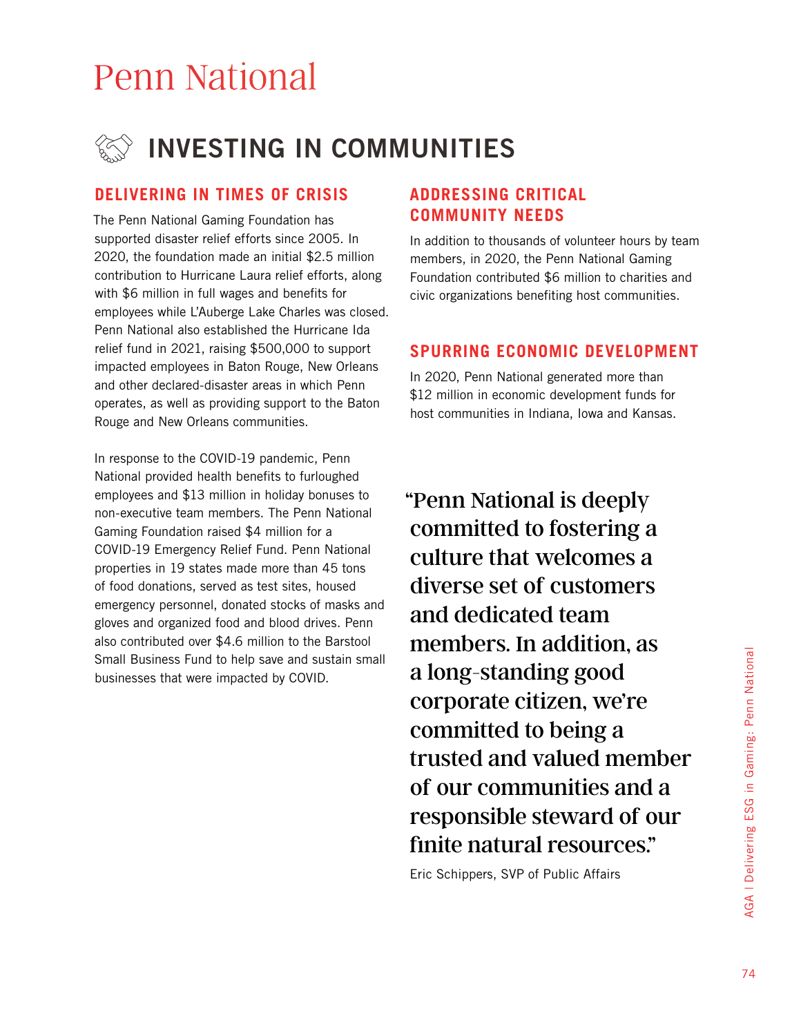# Penn National

## INVESTING IN COMMUNITIES

### DELIVERING IN TIMES OF CRISIS

The Penn National Gaming Foundation has supported disaster relief efforts since 2005. In 2020, the foundation made an initial $2.5 million contribution to Hurricane Laura relief efforts, along with $6 million in full wages and benefits for employees while L'Auberge Lake Charles was closed. Penn National also established the Hurricane Ida relief fund in 2021, raising $500,000 to support impacted employees in Baton Rouge, New Orleans and other declared-disaster areas in which Penn operates, as well as providing support to the Baton Rouge and New Orleans communities.

In response to the COVID-19 pandemic, Penn National provided health benefits to furloughed employees and $13 million in holiday bonuses to non-executive team members. The Penn National Gaming Foundation raised $4 million for a COVID-19 Emergency Relief Fund. Penn National properties in 19 states made more than 45 tons of food donations, served as test sites, housed emergency personnel, donated stocks of masks and gloves and organized food and blood drives. Penn also contributed over $4.6 million to the Barstool Small Business Fund to help save and sustain small businesses that were impacted by COVID.

### ADDRESSING CRITICAL COMMUNITY NEEDS

In addition to thousands of volunteer hours by team members, in 2020, the Penn National Gaming Foundation contributed $6 million to charities and civic organizations benefiting host communities.

### SPURRING ECONOMIC DEVELOPMENT

In 2020, Penn National generated more than $12 million in economic development funds for host communities in Indiana, Iowa and Kansas.

> **"Penn National is deeply committed to fostering a culture that welcomes a diverse set of customers and dedicated team members. In addition, as a long-standing good corporate citizen, we're committed to being a trusted and valued member of our communities and a responsible steward of our finite natural resources."**
>
> Eric Schippers, SVP of Public Affairs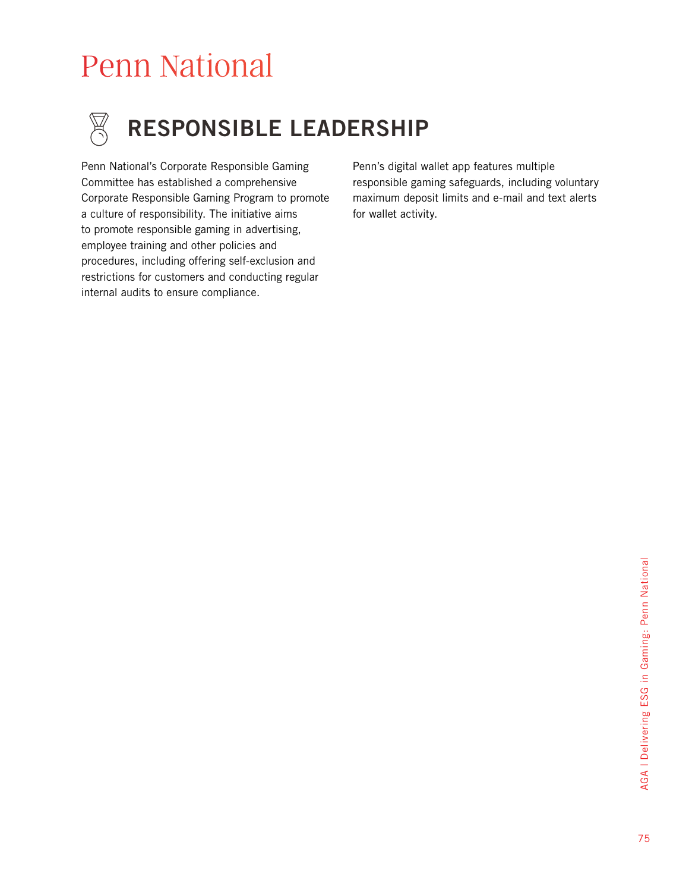# Penn National

## RESPONSIBLE LEADERSHIP

Penn National's Corporate Responsible Gaming Committee has established a comprehensive Corporate Responsible Gaming Program to promote a culture of responsibility. The initiative aims to promote responsible gaming in advertising, employee training and other policies and procedures, including offering self-exclusion and restrictions for customers and conducting regular internal audits to ensure compliance.

Penn's digital wallet app features multiple responsible gaming safeguards, including voluntary maximum deposit limits and e-mail and text alerts for wallet activity.